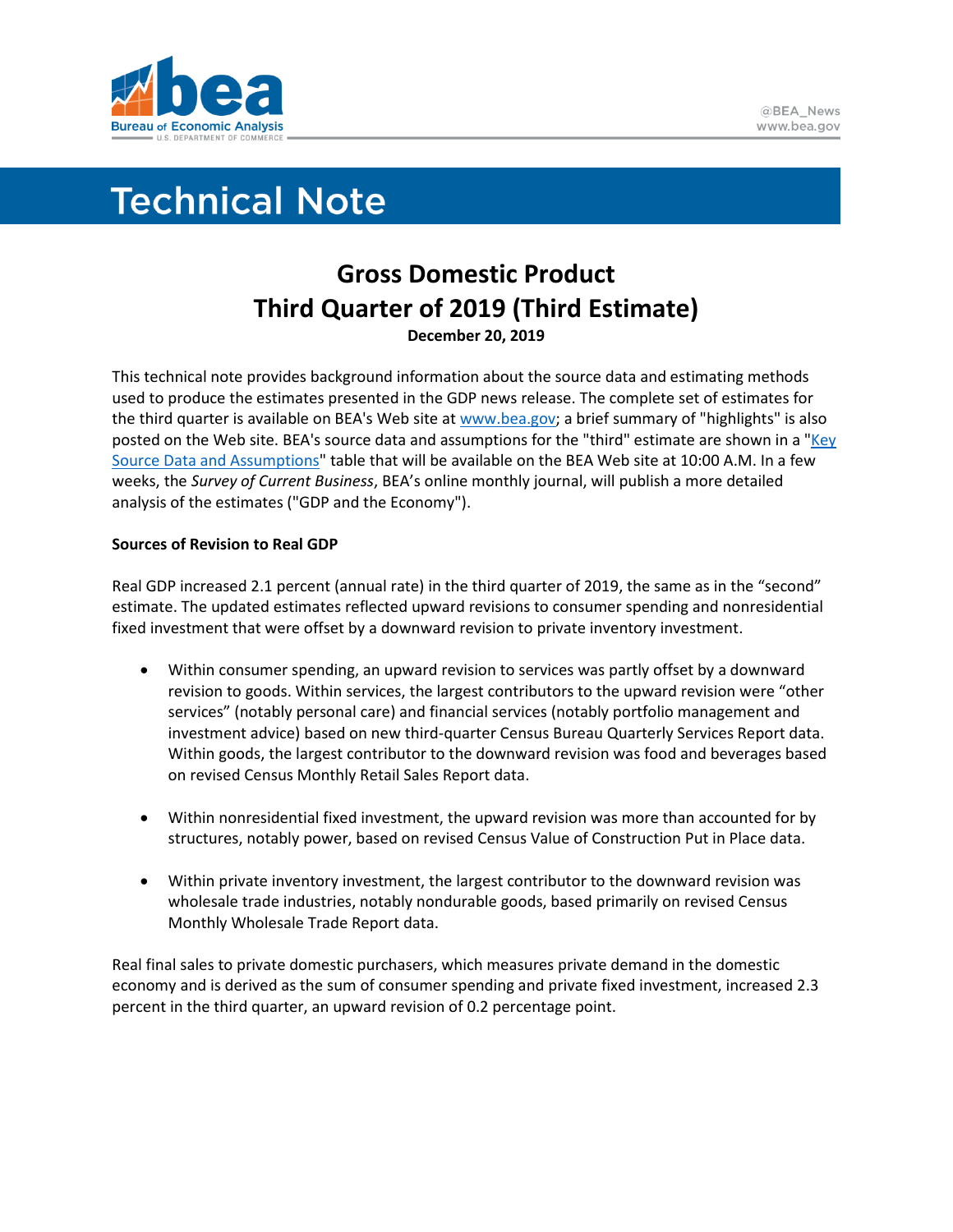# Technical Note

## Gross Domestic Product
## Third Quarter of 2019 (Third Estimate)

**December 20, 2019**

This technical note provides background information about the source data and estimating methods used to produce the estimates presented in the GDP news release. The complete set of estimates for the third quarter is available on BEA's Web site at www.bea.gov; a brief summary of "highlights" is also posted on the Web site. BEA's source data and assumptions for the "third" estimate are shown in a "Key Source Data and Assumptions" table that will be available on the BEA Web site at 10:00 A.M. In a few weeks, the *Survey of Current Business*, BEA's online monthly journal, will publish a more detailed analysis of the estimates ("GDP and the Economy").

**Sources of Revision to Real GDP**

Real GDP increased 2.1 percent (annual rate) in the third quarter of 2019, the same as in the "second" estimate. The updated estimates reflected upward revisions to consumer spending and nonresidential fixed investment that were offset by a downward revision to private inventory investment.

- Within consumer spending, an upward revision to services was partly offset by a downward revision to goods. Within services, the largest contributors to the upward revision were "other services" (notably personal care) and financial services (notably portfolio management and investment advice) based on new third-quarter Census Bureau Quarterly Services Report data. Within goods, the largest contributor to the downward revision was food and beverages based on revised Census Monthly Retail Sales Report data.

- Within nonresidential fixed investment, the upward revision was more than accounted for by structures, notably power, based on revised Census Value of Construction Put in Place data.

- Within private inventory investment, the largest contributor to the downward revision was wholesale trade industries, notably nondurable goods, based primarily on revised Census Monthly Wholesale Trade Report data.

Real final sales to private domestic purchasers, which measures private demand in the domestic economy and is derived as the sum of consumer spending and private fixed investment, increased 2.3 percent in the third quarter, an upward revision of 0.2 percentage point.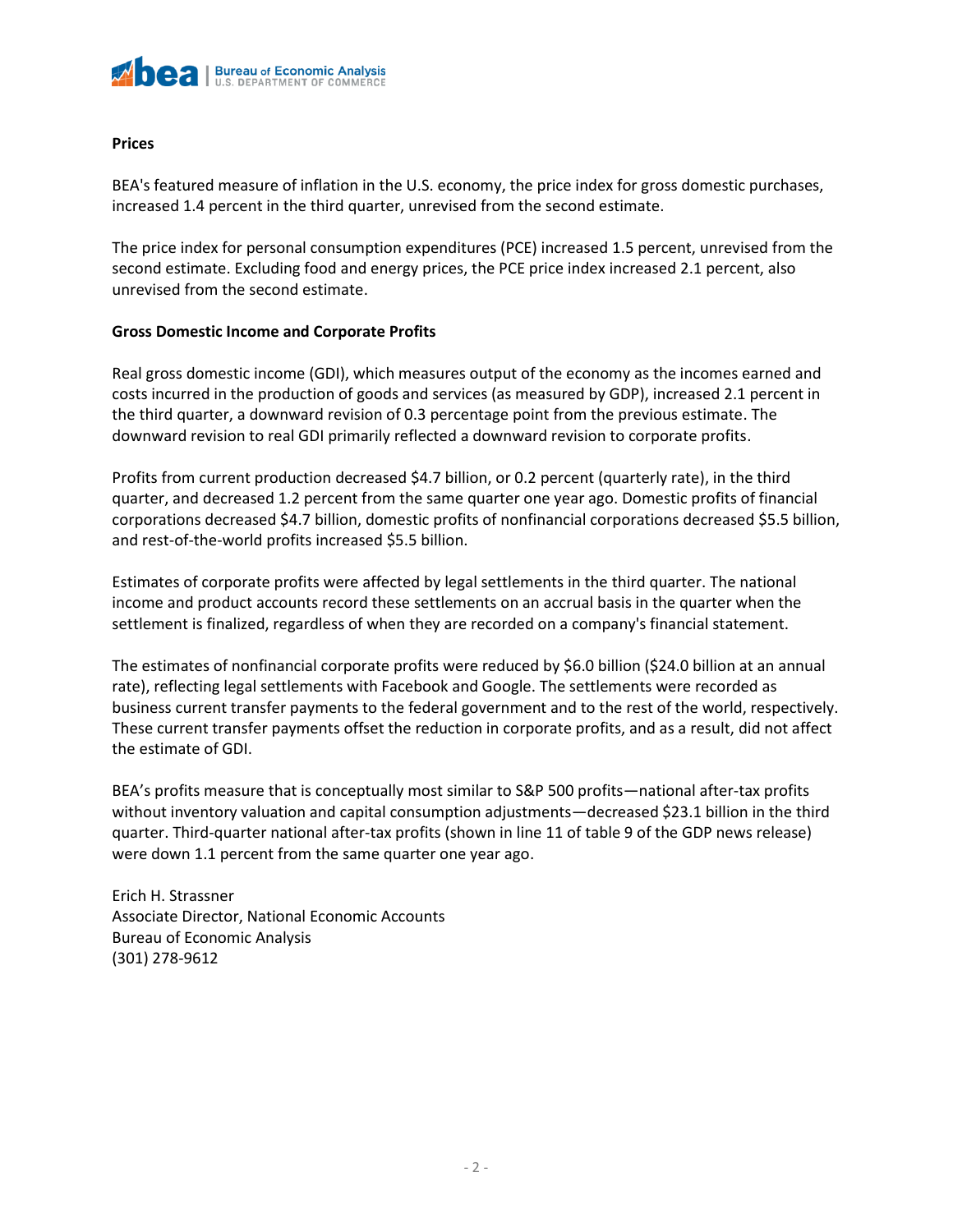**Prices**

BEA's featured measure of inflation in the U.S. economy, the price index for gross domestic purchases, increased 1.4 percent in the third quarter, unrevised from the second estimate.

The price index for personal consumption expenditures (PCE) increased 1.5 percent, unrevised from the second estimate. Excluding food and energy prices, the PCE price index increased 2.1 percent, also unrevised from the second estimate.

**Gross Domestic Income and Corporate Profits**

Real gross domestic income (GDI), which measures output of the economy as the incomes earned and costs incurred in the production of goods and services (as measured by GDP), increased 2.1 percent in the third quarter, a downward revision of 0.3 percentage point from the previous estimate. The downward revision to real GDI primarily reflected a downward revision to corporate profits.

Profits from current production decreased $4.7 billion, or 0.2 percent (quarterly rate), in the third quarter, and decreased 1.2 percent from the same quarter one year ago. Domestic profits of financial corporations decreased $4.7 billion, domestic profits of nonfinancial corporations decreased $5.5 billion, and rest-of-the-world profits increased $5.5 billion.

Estimates of corporate profits were affected by legal settlements in the third quarter. The national income and product accounts record these settlements on an accrual basis in the quarter when the settlement is finalized, regardless of when they are recorded on a company's financial statement.

The estimates of nonfinancial corporate profits were reduced by $6.0 billion ($24.0 billion at an annual rate), reflecting legal settlements with Facebook and Google. The settlements were recorded as business current transfer payments to the federal government and to the rest of the world, respectively. These current transfer payments offset the reduction in corporate profits, and as a result, did not affect the estimate of GDI.

BEA's profits measure that is conceptually most similar to S&P 500 profits—national after-tax profits without inventory valuation and capital consumption adjustments—decreased $23.1 billion in the third quarter. Third-quarter national after-tax profits (shown in line 11 of table 9 of the GDP news release) were down 1.1 percent from the same quarter one year ago.

Erich H. Strassner
Associate Director, National Economic Accounts
Bureau of Economic Analysis
(301) 278-9612